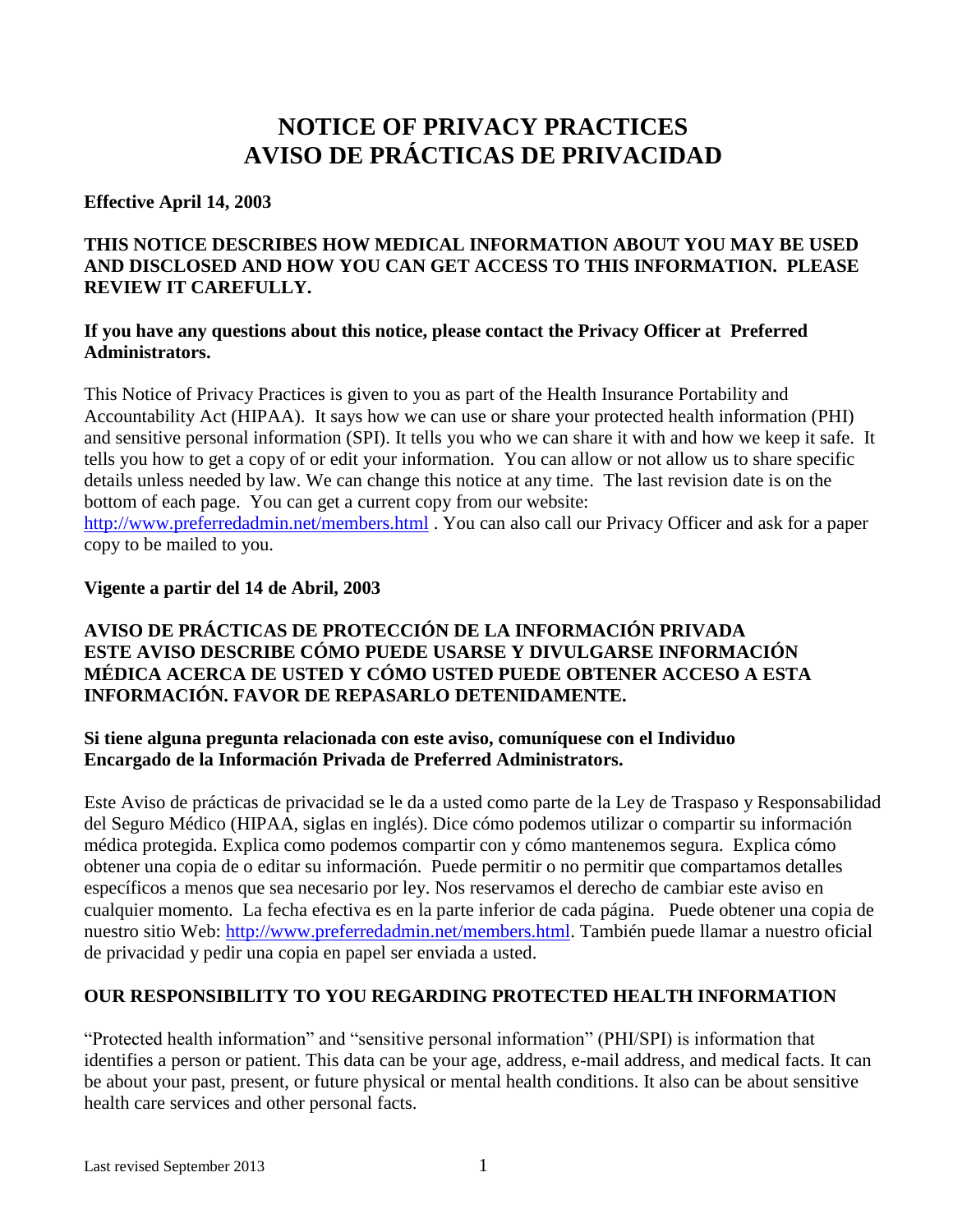# NOTICE OF PRIVACY PRACTICES
# AVISO DE PRÁCTICAS DE PRIVACIDAD

**Effective April 14, 2003**

**THIS NOTICE DESCRIBES HOW MEDICAL INFORMATION ABOUT YOU MAY BE USED AND DISCLOSED AND HOW YOU CAN GET ACCESS TO THIS INFORMATION. PLEASE REVIEW IT CAREFULLY.**

**If you have any questions about this notice, please contact the Privacy Officer at Preferred Administrators.**

This Notice of Privacy Practices is given to you as part of the Health Insurance Portability and Accountability Act (HIPAA). It says how we can use or share your protected health information (PHI) and sensitive personal information (SPI). It tells you who we can share it with and how we keep it safe. It tells you how to get a copy of or edit your information. You can allow or not allow us to share specific details unless needed by law. We can change this notice at any time. The last revision date is on the bottom of each page. You can get a current copy from our website: http://www.preferredadmin.net/members.html . You can also call our Privacy Officer and ask for a paper copy to be mailed to you.

**Vigente a partir del 14 de Abril, 2003**

**AVISO DE PRÁCTICAS DE PROTECCIÓN DE LA INFORMACIÓN PRIVADA**
**ESTE AVISO DESCRIBE CÓMO PUEDE USARSE Y DIVULGARSE INFORMACIÓN MÉDICA ACERCA DE USTED Y CÓMO USTED PUEDE OBTENER ACCESO A ESTA INFORMACIÓN. FAVOR DE REPASARLO DETENIDAMENTE.**

**Si tiene alguna pregunta relacionada con este aviso, comuníquese con el Individuo Encargado de la Información Privada de Preferred Administrators.**

Este Aviso de prácticas de privacidad se le da a usted como parte de la Ley de Traspaso y Responsabilidad del Seguro Médico (HIPAA, siglas en inglés). Dice cómo podemos utilizar o compartir su información médica protegida. Explica como podemos compartir con y cómo mantenemos segura. Explica cómo obtener una copia de o editar su información. Puede permitir o no permitir que compartamos detalles específicos a menos que sea necesario por ley. Nos reservamos el derecho de cambiar este aviso en cualquier momento. La fecha efectiva es en la parte inferior de cada página. Puede obtener una copia de nuestro sitio Web: http://www.preferredadmin.net/members.html. También puede llamar a nuestro oficial de privacidad y pedir una copia en papel ser enviada a usted.

## OUR RESPONSIBILITY TO YOU REGARDING PROTECTED HEALTH INFORMATION

"Protected health information" and "sensitive personal information" (PHI/SPI) is information that identifies a person or patient. This data can be your age, address, e-mail address, and medical facts. It can be about your past, present, or future physical or mental health conditions. It also can be about sensitive health care services and other personal facts.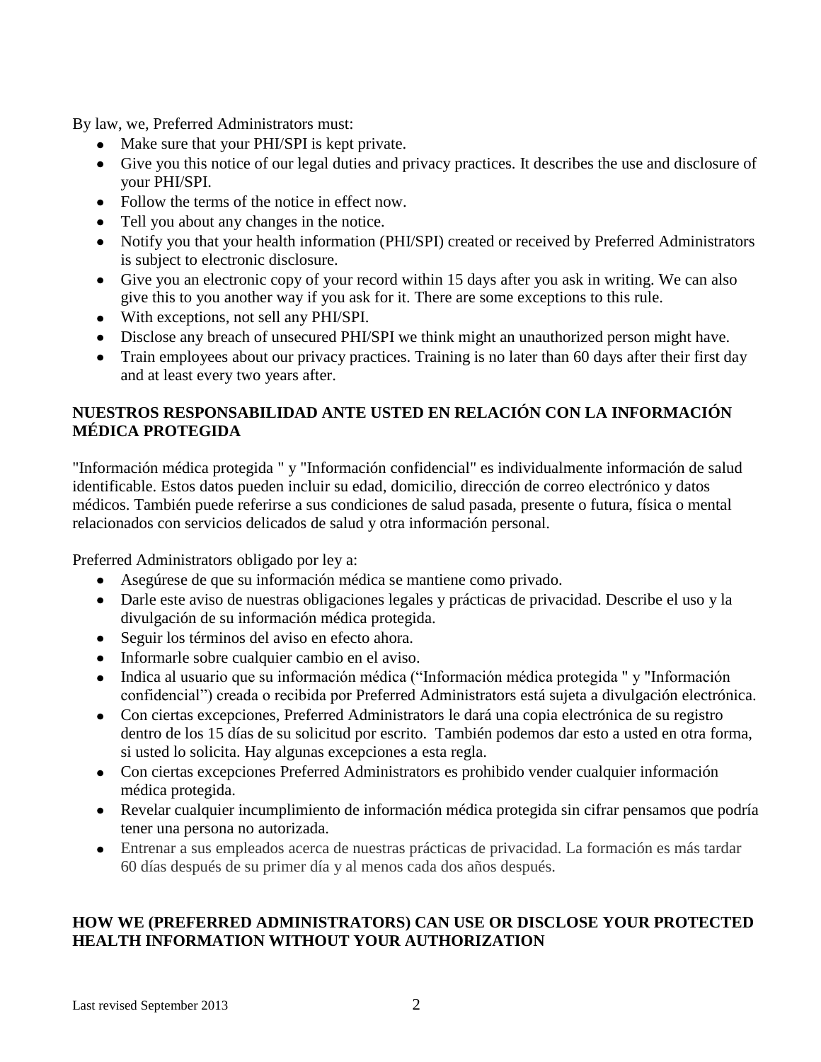By law, we, Preferred Administrators must:

- Make sure that your PHI/SPI is kept private.
- Give you this notice of our legal duties and privacy practices. It describes the use and disclosure of your PHI/SPI.
- Follow the terms of the notice in effect now.
- Tell you about any changes in the notice.
- Notify you that your health information (PHI/SPI) created or received by Preferred Administrators is subject to electronic disclosure.
- Give you an electronic copy of your record within 15 days after you ask in writing. We can also give this to you another way if you ask for it. There are some exceptions to this rule.
- With exceptions, not sell any PHI/SPI.
- Disclose any breach of unsecured PHI/SPI we think might an unauthorized person might have.
- Train employees about our privacy practices. Training is no later than 60 days after their first day and at least every two years after.

**NUESTROS RESPONSABILIDAD ANTE USTED EN RELACIÓN CON LA INFORMACIÓN MÉDICA PROTEGIDA**

"Información médica protegida " y "Información confidencial" es individualmente información de salud identificable. Estos datos pueden incluir su edad, domicilio, dirección de correo electrónico y datos médicos. También puede referirse a sus condiciones de salud pasada, presente o futura, física o mental relacionados con servicios delicados de salud y otra información personal.

Preferred Administrators obligado por ley a:

- Asegúrese de que su información médica se mantiene como privado.
- Darle este aviso de nuestras obligaciones legales y prácticas de privacidad. Describe el uso y la divulgación de su información médica protegida.
- Seguir los términos del aviso en efecto ahora.
- Informarle sobre cualquier cambio en el aviso.
- Indica al usuario que su información médica ("Información médica protegida " y "Información confidencial") creada o recibida por Preferred Administrators está sujeta a divulgación electrónica.
- Con ciertas excepciones, Preferred Administrators le dará una copia electrónica de su registro dentro de los 15 días de su solicitud por escrito. También podemos dar esto a usted en otra forma, si usted lo solicita. Hay algunas excepciones a esta regla.
- Con ciertas excepciones Preferred Administrators es prohibido vender cualquier información médica protegida.
- Revelar cualquier incumplimiento de información médica protegida sin cifrar pensamos que podría tener una persona no autorizada.
- Entrenar a sus empleados acerca de nuestras prácticas de privacidad. La formación es más tardar 60 días después de su primer día y al menos cada dos años después.

**HOW WE (PREFERRED ADMINISTRATORS) CAN USE OR DISCLOSE YOUR PROTECTED HEALTH INFORMATION WITHOUT YOUR AUTHORIZATION**

Last revised September 2013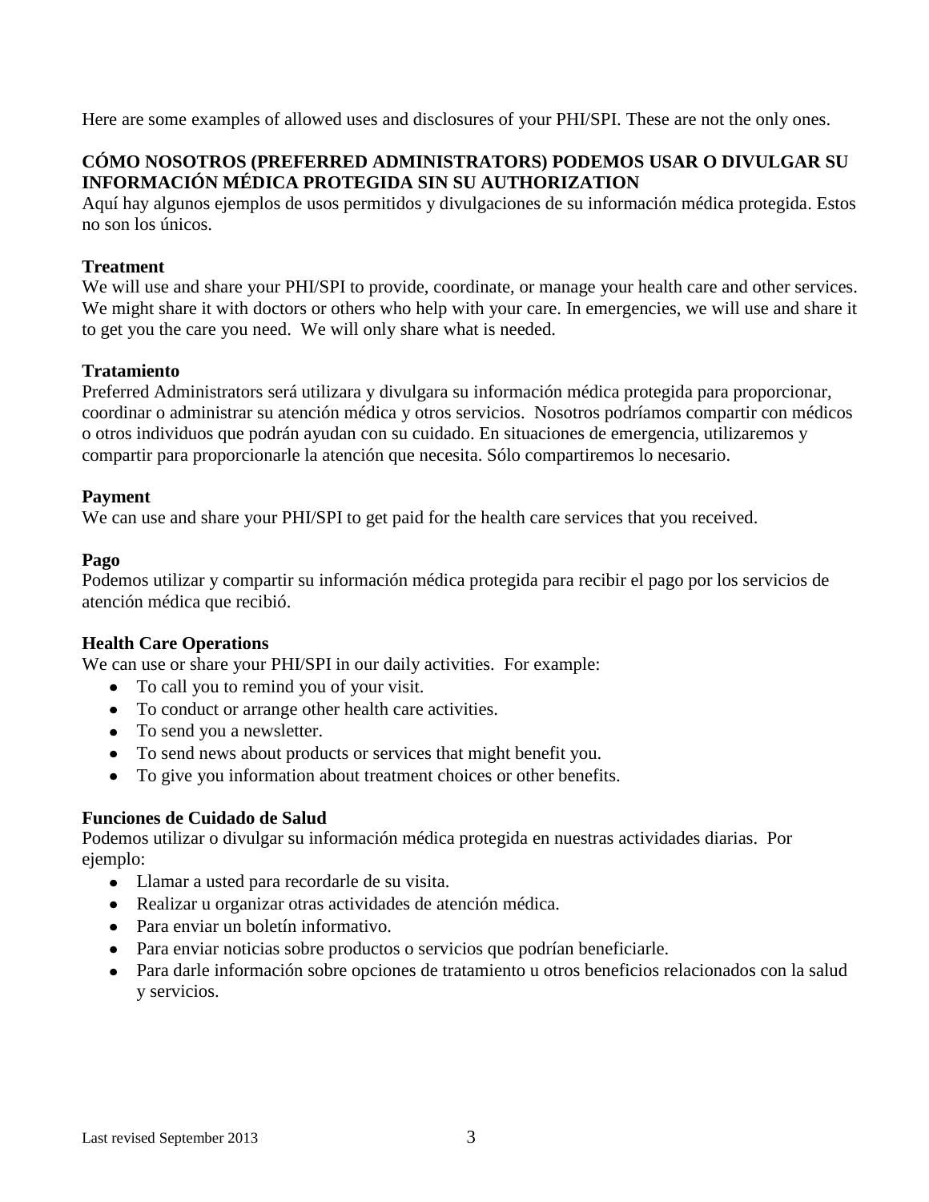Here are some examples of allowed uses and disclosures of your PHI/SPI. These are not the only ones.

**CÓMO NOSOTROS (PREFERRED ADMINISTRATORS) PODEMOS USAR O DIVULGAR SU INFORMACIÓN MÉDICA PROTEGIDA SIN SU AUTHORIZATION**

Aquí hay algunos ejemplos de usos permitidos y divulgaciones de su información médica protegida. Estos no son los únicos.

**Treatment**

We will use and share your PHI/SPI to provide, coordinate, or manage your health care and other services. We might share it with doctors or others who help with your care. In emergencies, we will use and share it to get you the care you need. We will only share what is needed.

**Tratamiento**

Preferred Administrators será utilizara y divulgara su información médica protegida para proporcionar, coordinar o administrar su atención médica y otros servicios. Nosotros podríamos compartir con médicos o otros individuos que podrán ayudan con su cuidado. En situaciones de emergencia, utilizaremos y compartir para proporcionarle la atención que necesita. Sólo compartiremos lo necesario.

**Payment**

We can use and share your PHI/SPI to get paid for the health care services that you received.

**Pago**

Podemos utilizar y compartir su información médica protegida para recibir el pago por los servicios de atención médica que recibió.

**Health Care Operations**

We can use or share your PHI/SPI in our daily activities. For example:

- To call you to remind you of your visit.
- To conduct or arrange other health care activities.
- To send you a newsletter.
- To send news about products or services that might benefit you.
- To give you information about treatment choices or other benefits.

**Funciones de Cuidado de Salud**

Podemos utilizar o divulgar su información médica protegida en nuestras actividades diarias. Por ejemplo:

- Llamar a usted para recordarle de su visita.
- Realizar u organizar otras actividades de atención médica.
- Para enviar un boletín informativo.
- Para enviar noticias sobre productos o servicios que podrían beneficiarle.
- Para darle información sobre opciones de tratamiento u otros beneficios relacionados con la salud y servicios.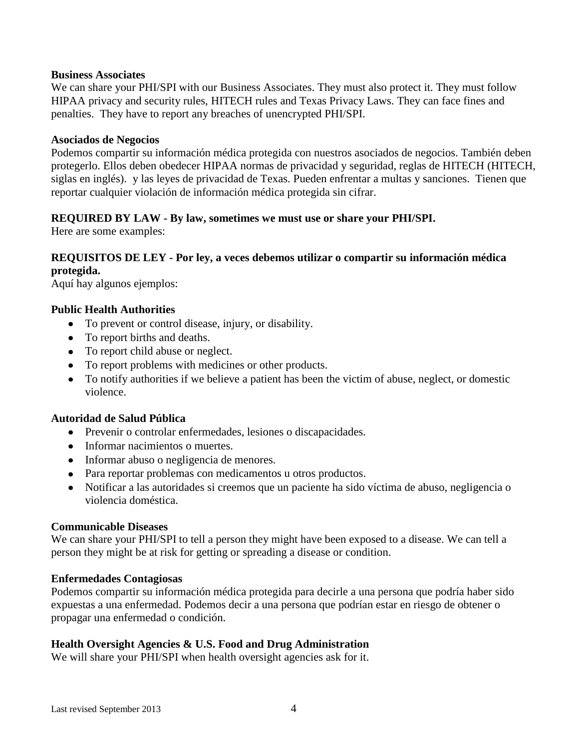**Business Associates**

We can share your PHI/SPI with our Business Associates. They must also protect it. They must follow HIPAA privacy and security rules, HITECH rules and Texas Privacy Laws. They can face fines and penalties. They have to report any breaches of unencrypted PHI/SPI.

**Asociados de Negocios**

Podemos compartir su información médica protegida con nuestros asociados de negocios. También deben protegerlo. Ellos deben obedecer HIPAA normas de privacidad y seguridad, reglas de HITECH (HITECH, siglas en inglés). y las leyes de privacidad de Texas. Pueden enfrentar a multas y sanciones. Tienen que reportar cualquier violación de información médica protegida sin cifrar.

**REQUIRED BY LAW - By law, sometimes we must use or share your PHI/SPI.**

Here are some examples:

**REQUISITOS DE LEY - Por ley, a veces debemos utilizar o compartir su información médica protegida.**

Aquí hay algunos ejemplos:

**Public Health Authorities**

- To prevent or control disease, injury, or disability.
- To report births and deaths.
- To report child abuse or neglect.
- To report problems with medicines or other products.
- To notify authorities if we believe a patient has been the victim of abuse, neglect, or domestic violence.

**Autoridad de Salud Pública**

- Prevenir o controlar enfermedades, lesiones o discapacidades.
- Informar nacimientos o muertes.
- Informar abuso o negligencia de menores.
- Para reportar problemas con medicamentos u otros productos.
- Notificar a las autoridades si creemos que un paciente ha sido víctima de abuso, negligencia o violencia doméstica.

**Communicable Diseases**

We can share your PHI/SPI to tell a person they might have been exposed to a disease. We can tell a person they might be at risk for getting or spreading a disease or condition.

**Enfermedades Contagiosas**

Podemos compartir su información médica protegida para decirle a una persona que podría haber sido expuestas a una enfermedad. Podemos decir a una persona que podrían estar en riesgo de obtener o propagar una enfermedad o condición.

**Health Oversight Agencies & U.S. Food and Drug Administration**

We will share your PHI/SPI when health oversight agencies ask for it.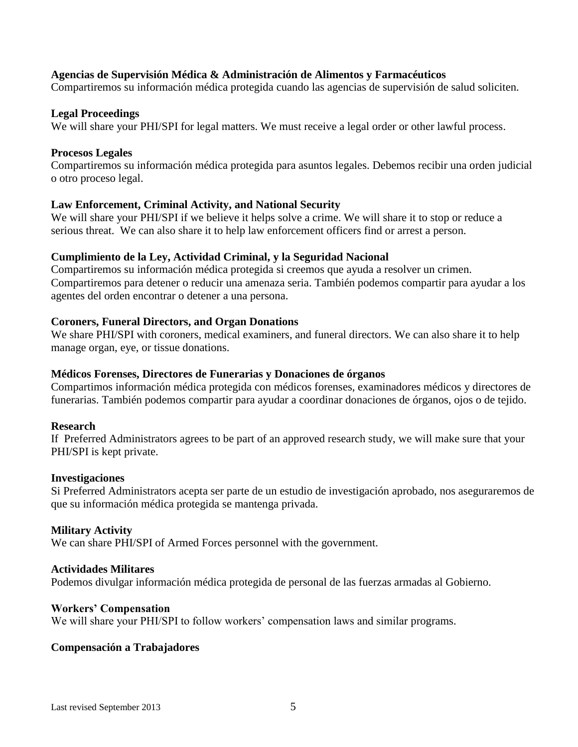**Agencias de Supervisión Médica & Administración de Alimentos y Farmacéuticos**
Compartiremos su información médica protegida cuando las agencias de supervisión de salud soliciten.

**Legal Proceedings**
We will share your PHI/SPI for legal matters. We must receive a legal order or other lawful process.

**Procesos Legales**
Compartiremos su información médica protegida para asuntos legales. Debemos recibir una orden judicial o otro proceso legal.

**Law Enforcement, Criminal Activity, and National Security**
We will share your PHI/SPI if we believe it helps solve a crime. We will share it to stop or reduce a serious threat. We can also share it to help law enforcement officers find or arrest a person.

**Cumplimiento de la Ley, Actividad Criminal, y la Seguridad Nacional**
Compartiremos su información médica protegida si creemos que ayuda a resolver un crimen. Compartiremos para detener o reducir una amenaza seria. También podemos compartir para ayudar a los agentes del orden encontrar o detener a una persona.

**Coroners, Funeral Directors, and Organ Donations**
We share PHI/SPI with coroners, medical examiners, and funeral directors. We can also share it to help manage organ, eye, or tissue donations.

**Médicos Forenses, Directores de Funerarias y Donaciones de órganos**
Compartimos información médica protegida con médicos forenses, examinadores médicos y directores de funerarias. También podemos compartir para ayudar a coordinar donaciones de órganos, ojos o de tejido.

**Research**
If Preferred Administrators agrees to be part of an approved research study, we will make sure that your PHI/SPI is kept private.

**Investigaciones**
Si Preferred Administrators acepta ser parte de un estudio de investigación aprobado, nos aseguraremos de que su información médica protegida se mantenga privada.

**Military Activity**
We can share PHI/SPI of Armed Forces personnel with the government.

**Actividades Militares**
Podemos divulgar información médica protegida de personal de las fuerzas armadas al Gobierno.

**Workers' Compensation**
We will share your PHI/SPI to follow workers' compensation laws and similar programs.

**Compensación a Trabajadores**

Last revised September 2013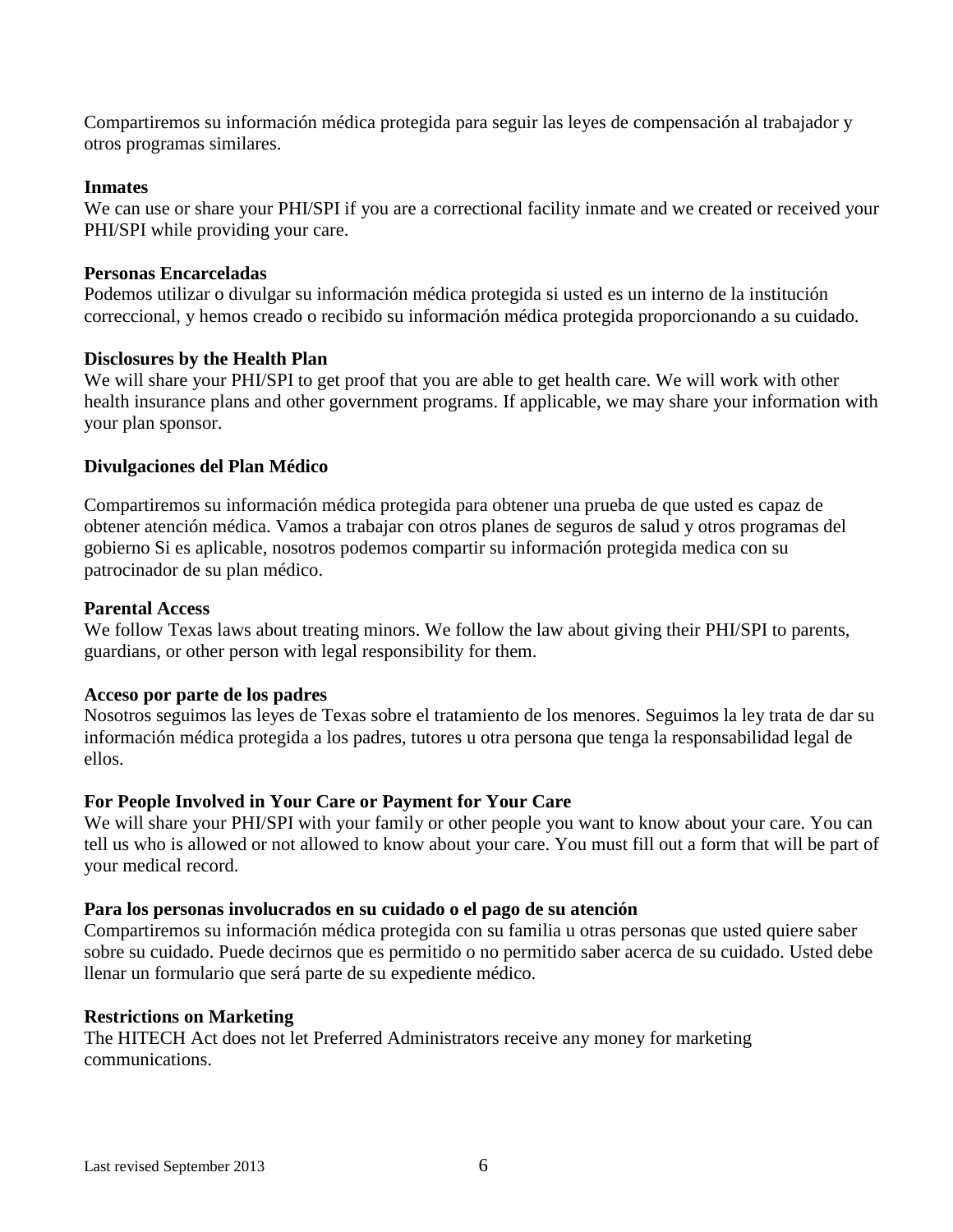Compartiremos su información médica protegida para seguir las leyes de compensación al trabajador y otros programas similares.

**Inmates**
We can use or share your PHI/SPI if you are a correctional facility inmate and we created or received your PHI/SPI while providing your care.

**Personas Encarceladas**
Podemos utilizar o divulgar su información médica protegida si usted es un interno de la institución correccional, y hemos creado o recibido su información médica protegida proporcionando a su cuidado.

**Disclosures by the Health Plan**
We will share your PHI/SPI to get proof that you are able to get health care. We will work with other health insurance plans and other government programs. If applicable, we may share your information with your plan sponsor.

**Divulgaciones del Plan Médico**

Compartiremos su información médica protegida para obtener una prueba de que usted es capaz de obtener atención médica. Vamos a trabajar con otros planes de seguros de salud y otros programas del gobierno Si es aplicable, nosotros podemos compartir su información protegida medica con su patrocinador de su plan médico.

**Parental Access**
We follow Texas laws about treating minors. We follow the law about giving their PHI/SPI to parents, guardians, or other person with legal responsibility for them.

**Acceso por parte de los padres**
Nosotros seguimos las leyes de Texas sobre el tratamiento de los menores. Seguimos la ley trata de dar su información médica protegida a los padres, tutores u otra persona que tenga la responsabilidad legal de ellos.

**For People Involved in Your Care or Payment for Your Care**
We will share your PHI/SPI with your family or other people you want to know about your care. You can tell us who is allowed or not allowed to know about your care. You must fill out a form that will be part of your medical record.

**Para los personas involucrados en su cuidado o el pago de su atención**
Compartiremos su información médica protegida con su familia u otras personas que usted quiere saber sobre su cuidado. Puede decirnos que es permitido o no permitido saber acerca de su cuidado. Usted debe llenar un formulario que será parte de su expediente médico.

**Restrictions on Marketing**
The HITECH Act does not let Preferred Administrators receive any money for marketing communications.

Last revised September 2013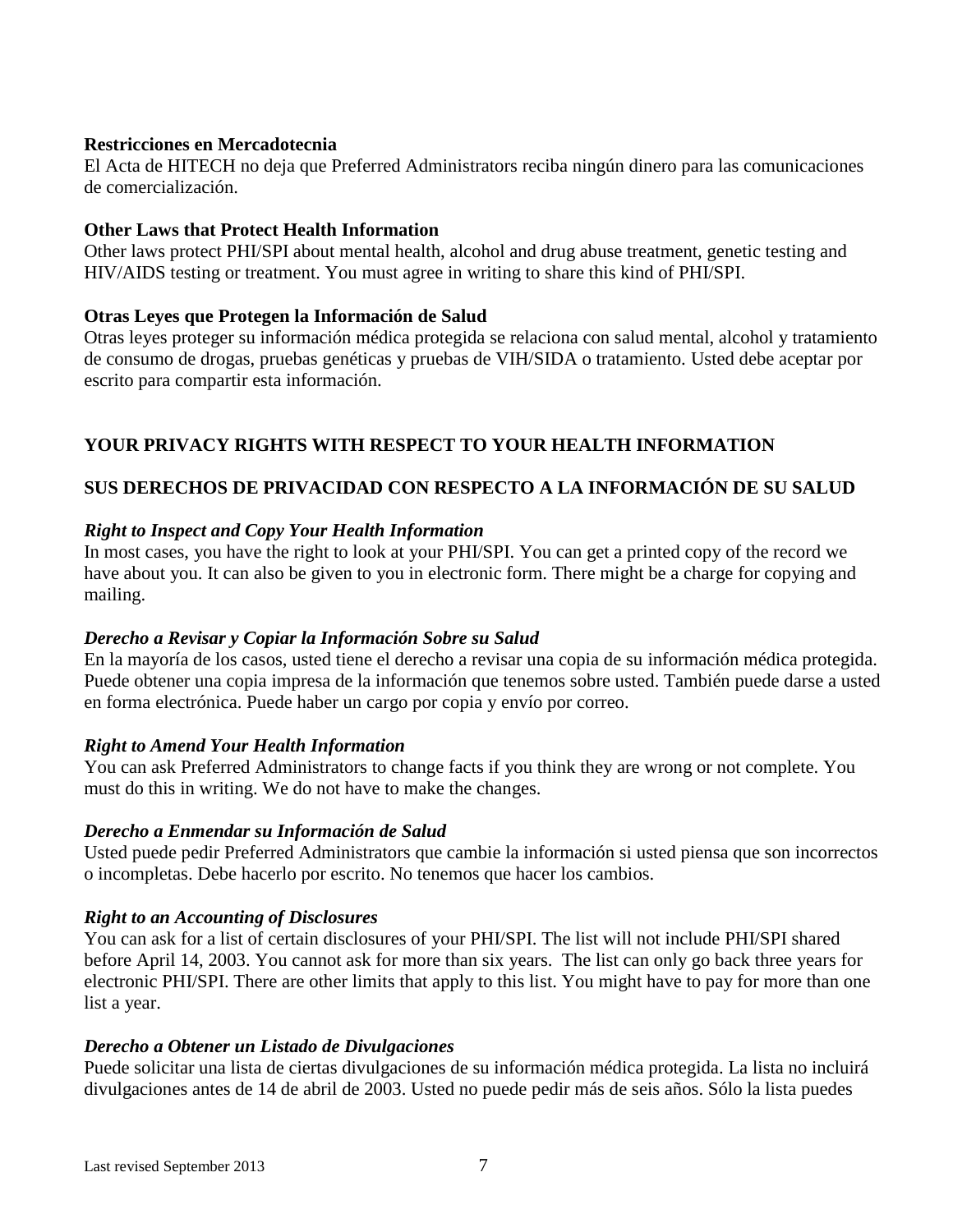**Restricciones en Mercadotecnia**
El Acta de HITECH no deja que Preferred Administrators reciba ningún dinero para las comunicaciones de comercialización.

**Other Laws that Protect Health Information**
Other laws protect PHI/SPI about mental health, alcohol and drug abuse treatment, genetic testing and HIV/AIDS testing or treatment. You must agree in writing to share this kind of PHI/SPI.

**Otras Leyes que Protegen la Información de Salud**
Otras leyes proteger su información médica protegida se relaciona con salud mental, alcohol y tratamiento de consumo de drogas, pruebas genéticas y pruebas de VIH/SIDA o tratamiento. Usted debe aceptar por escrito para compartir esta información.

## YOUR PRIVACY RIGHTS WITH RESPECT TO YOUR HEALTH INFORMATION

## SUS DERECHOS DE PRIVACIDAD CON RESPECTO A LA INFORMACIÓN DE SU SALUD

***Right to Inspect and Copy Your Health Information***
In most cases, you have the right to look at your PHI/SPI. You can get a printed copy of the record we have about you. It can also be given to you in electronic form. There might be a charge for copying and mailing.

***Derecho a Revisar y Copiar la Información Sobre su Salud***
En la mayoría de los casos, usted tiene el derecho a revisar una copia de su información médica protegida. Puede obtener una copia impresa de la información que tenemos sobre usted. También puede darse a usted en forma electrónica. Puede haber un cargo por copia y envío por correo.

***Right to Amend Your Health Information***
You can ask Preferred Administrators to change facts if you think they are wrong or not complete. You must do this in writing. We do not have to make the changes.

***Derecho a Enmendar su Información de Salud***
Usted puede pedir Preferred Administrators que cambie la información si usted piensa que son incorrectos o incompletas. Debe hacerlo por escrito. No tenemos que hacer los cambios.

***Right to an Accounting of Disclosures***
You can ask for a list of certain disclosures of your PHI/SPI. The list will not include PHI/SPI shared before April 14, 2003. You cannot ask for more than six years. The list can only go back three years for electronic PHI/SPI. There are other limits that apply to this list. You might have to pay for more than one list a year.

***Derecho a Obtener un Listado de Divulgaciones***
Puede solicitar una lista de ciertas divulgaciones de su información médica protegida. La lista no incluirá divulgaciones antes de 14 de abril de 2003. Usted no puede pedir más de seis años. Sólo la lista puedes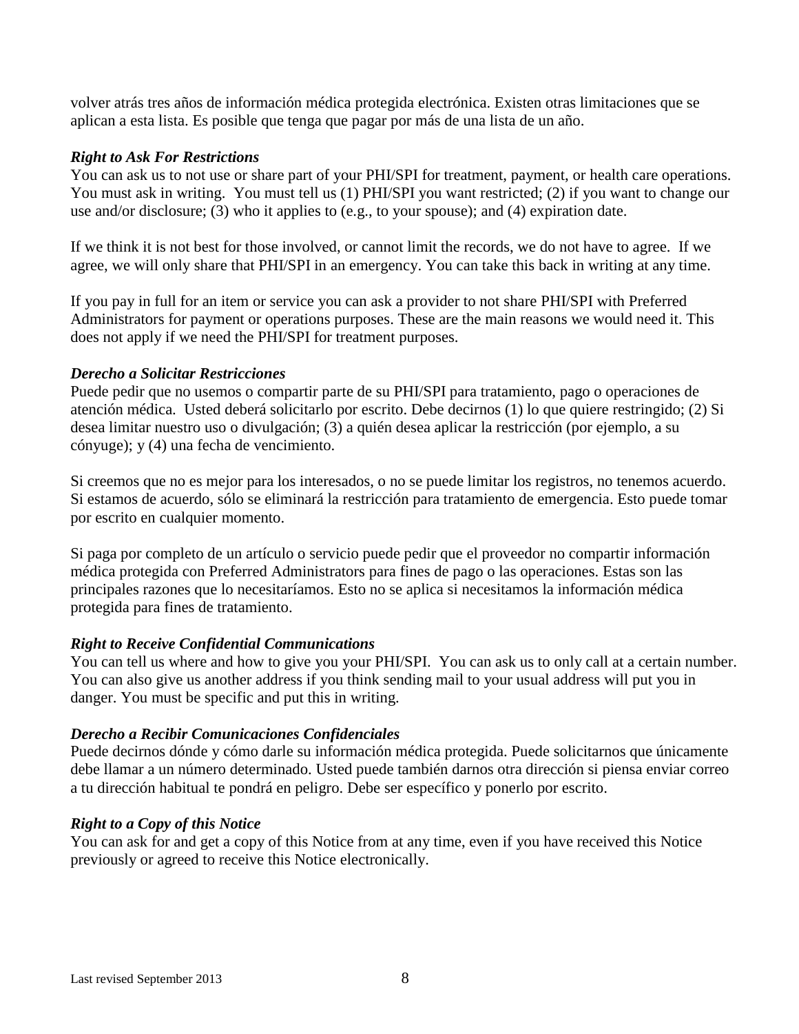volver atrás tres años de información médica protegida electrónica. Existen otras limitaciones que se aplican a esta lista. Es posible que tenga que pagar por más de una lista de un año.

***Right to Ask For Restrictions***

You can ask us to not use or share part of your PHI/SPI for treatment, payment, or health care operations. You must ask in writing. You must tell us (1) PHI/SPI you want restricted; (2) if you want to change our use and/or disclosure; (3) who it applies to (e.g., to your spouse); and (4) expiration date.

If we think it is not best for those involved, or cannot limit the records, we do not have to agree. If we agree, we will only share that PHI/SPI in an emergency. You can take this back in writing at any time.

If you pay in full for an item or service you can ask a provider to not share PHI/SPI with Preferred Administrators for payment or operations purposes. These are the main reasons we would need it. This does not apply if we need the PHI/SPI for treatment purposes.

***Derecho a Solicitar Restricciones***

Puede pedir que no usemos o compartir parte de su PHI/SPI para tratamiento, pago o operaciones de atención médica. Usted deberá solicitarlo por escrito. Debe decirnos (1) lo que quiere restringido; (2) Si desea limitar nuestro uso o divulgación; (3) a quién desea aplicar la restricción (por ejemplo, a su cónyuge); y (4) una fecha de vencimiento.

Si creemos que no es mejor para los interesados, o no se puede limitar los registros, no tenemos acuerdo. Si estamos de acuerdo, sólo se eliminará la restricción para tratamiento de emergencia. Esto puede tomar por escrito en cualquier momento.

Si paga por completo de un artículo o servicio puede pedir que el proveedor no compartir información médica protegida con Preferred Administrators para fines de pago o las operaciones. Estas son las principales razones que lo necesitaríamos. Esto no se aplica si necesitamos la información médica protegida para fines de tratamiento.

***Right to Receive Confidential Communications***

You can tell us where and how to give you your PHI/SPI. You can ask us to only call at a certain number. You can also give us another address if you think sending mail to your usual address will put you in danger. You must be specific and put this in writing.

***Derecho a Recibir Comunicaciones Confidenciales***

Puede decirnos dónde y cómo darle su información médica protegida. Puede solicitarnos que únicamente debe llamar a un número determinado. Usted puede también darnos otra dirección si piensa enviar correo a tu dirección habitual te pondrá en peligro. Debe ser específico y ponerlo por escrito.

***Right to a Copy of this Notice***

You can ask for and get a copy of this Notice from at any time, even if you have received this Notice previously or agreed to receive this Notice electronically.

Last revised September 2013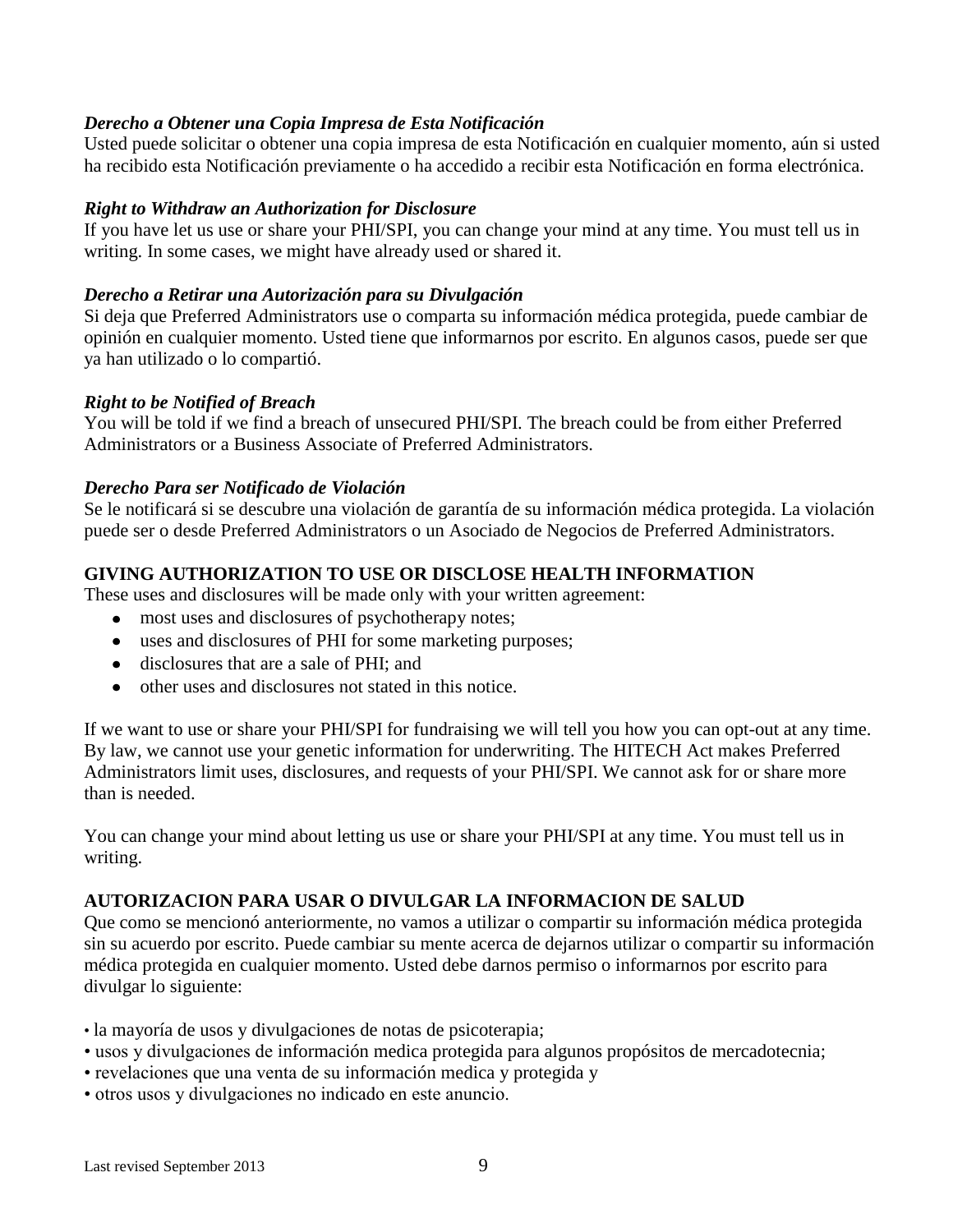***Derecho a Obtener una Copia Impresa de Esta Notificación***
Usted puede solicitar o obtener una copia impresa de esta Notificación en cualquier momento, aún si usted ha recibido esta Notificación previamente o ha accedido a recibir esta Notificación en forma electrónica.

***Right to Withdraw an Authorization for Disclosure***
If you have let us use or share your PHI/SPI, you can change your mind at any time. You must tell us in writing. In some cases, we might have already used or shared it.

***Derecho a Retirar una Autorización para su Divulgación***
Si deja que Preferred Administrators use o comparta su información médica protegida, puede cambiar de opinión en cualquier momento. Usted tiene que informarnos por escrito. En algunos casos, puede ser que ya han utilizado o lo compartió.

***Right to be Notified of Breach***
You will be told if we find a breach of unsecured PHI/SPI. The breach could be from either Preferred Administrators or a Business Associate of Preferred Administrators.

***Derecho Para ser Notificado de Violación***
Se le notificará si se descubre una violación de garantía de su información médica protegida. La violación puede ser o desde Preferred Administrators o un Asociado de Negocios de Preferred Administrators.

**GIVING AUTHORIZATION TO USE OR DISCLOSE HEALTH INFORMATION**
These uses and disclosures will be made only with your written agreement:

- most uses and disclosures of psychotherapy notes;
- uses and disclosures of PHI for some marketing purposes;
- disclosures that are a sale of PHI; and
- other uses and disclosures not stated in this notice.

If we want to use or share your PHI/SPI for fundraising we will tell you how you can opt-out at any time. By law, we cannot use your genetic information for underwriting. The HITECH Act makes Preferred Administrators limit uses, disclosures, and requests of your PHI/SPI. We cannot ask for or share more than is needed.

You can change your mind about letting us use or share your PHI/SPI at any time. You must tell us in writing.

**AUTORIZACION PARA USAR O DIVULGAR LA INFORMACION DE SALUD**
Que como se mencionó anteriormente, no vamos a utilizar o compartir su información médica protegida sin su acuerdo por escrito. Puede cambiar su mente acerca de dejarnos utilizar o compartir su información médica protegida en cualquier momento. Usted debe darnos permiso o informarnos por escrito para divulgar lo siguiente:

- la mayoría de usos y divulgaciones de notas de psicoterapia;
- usos y divulgaciones de información medica protegida para algunos propósitos de mercadotecnia;
- revelaciones que una venta de su información medica y protegida y
- otros usos y divulgaciones no indicado en este anuncio.

Last revised September 2013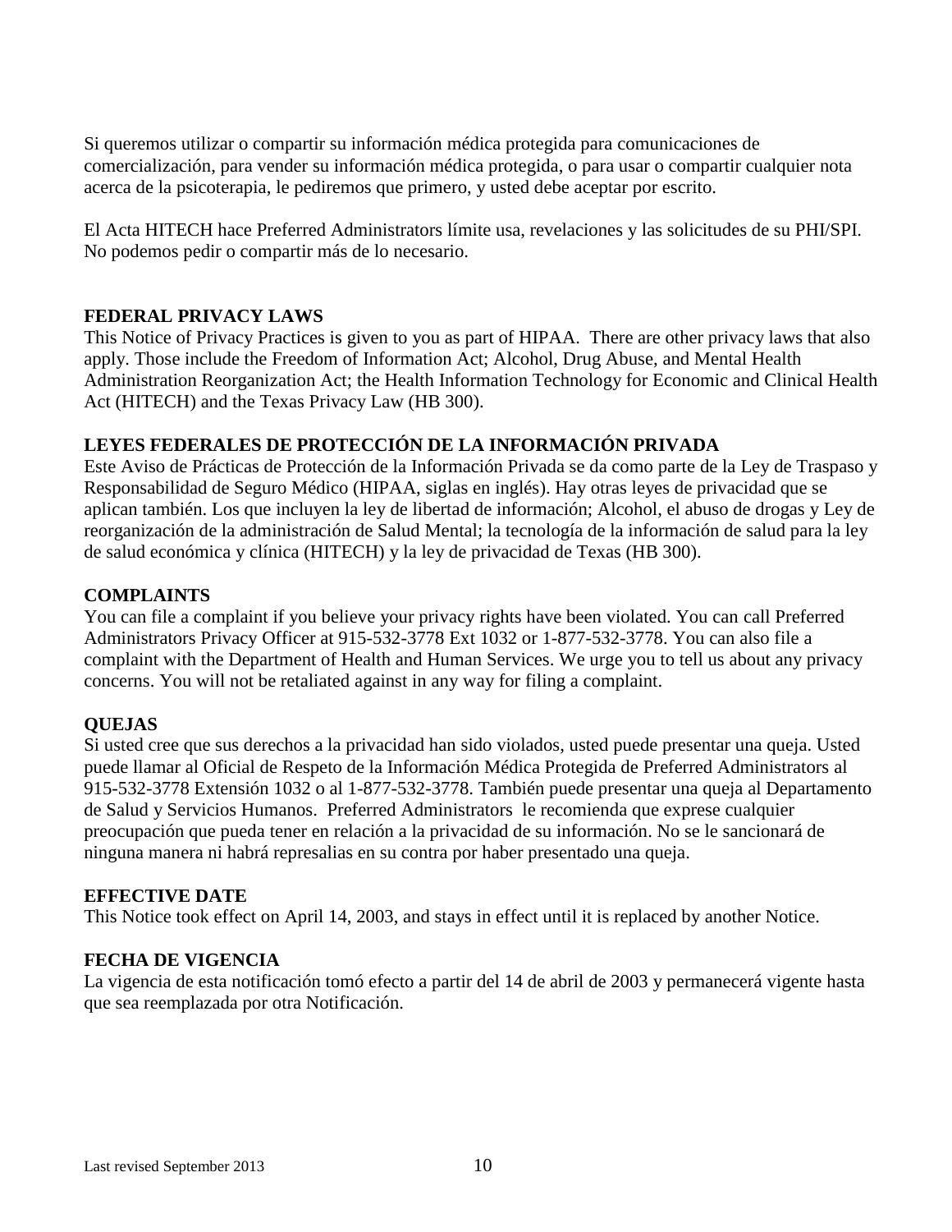Si queremos utilizar o compartir su información médica protegida para comunicaciones de comercialización, para vender su información médica protegida, o para usar o compartir cualquier nota acerca de la psicoterapia, le pediremos que primero, y usted debe aceptar por escrito.

El Acta HITECH hace Preferred Administrators límite usa, revelaciones y las solicitudes de su PHI/SPI. No podemos pedir o compartir más de lo necesario.

**FEDERAL PRIVACY LAWS**

This Notice of Privacy Practices is given to you as part of HIPAA. There are other privacy laws that also apply. Those include the Freedom of Information Act; Alcohol, Drug Abuse, and Mental Health Administration Reorganization Act; the Health Information Technology for Economic and Clinical Health Act (HITECH) and the Texas Privacy Law (HB 300).

**LEYES FEDERALES DE PROTECCIÓN DE LA INFORMACIÓN PRIVADA**

Este Aviso de Prácticas de Protección de la Información Privada se da como parte de la Ley de Traspaso y Responsabilidad de Seguro Médico (HIPAA, siglas en inglés). Hay otras leyes de privacidad que se aplican también. Los que incluyen la ley de libertad de información; Alcohol, el abuso de drogas y Ley de reorganización de la administración de Salud Mental; la tecnología de la información de salud para la ley de salud económica y clínica (HITECH) y la ley de privacidad de Texas (HB 300).

**COMPLAINTS**

You can file a complaint if you believe your privacy rights have been violated. You can call Preferred Administrators Privacy Officer at 915-532-3778 Ext 1032 or 1-877-532-3778. You can also file a complaint with the Department of Health and Human Services. We urge you to tell us about any privacy concerns. You will not be retaliated against in any way for filing a complaint.

**QUEJAS**

Si usted cree que sus derechos a la privacidad han sido violados, usted puede presentar una queja. Usted puede llamar al Oficial de Respeto de la Información Médica Protegida de Preferred Administrators al 915-532-3778 Extensión 1032 o al 1-877-532-3778. También puede presentar una queja al Departamento de Salud y Servicios Humanos. Preferred Administrators le recomienda que exprese cualquier preocupación que pueda tener en relación a la privacidad de su información. No se le sancionará de ninguna manera ni habrá represalias en su contra por haber presentado una queja.

**EFFECTIVE DATE**

This Notice took effect on April 14, 2003, and stays in effect until it is replaced by another Notice.

**FECHA DE VIGENCIA**

La vigencia de esta notificación tomó efecto a partir del 14 de abril de 2003 y permanecerá vigente hasta que sea reemplazada por otra Notificación.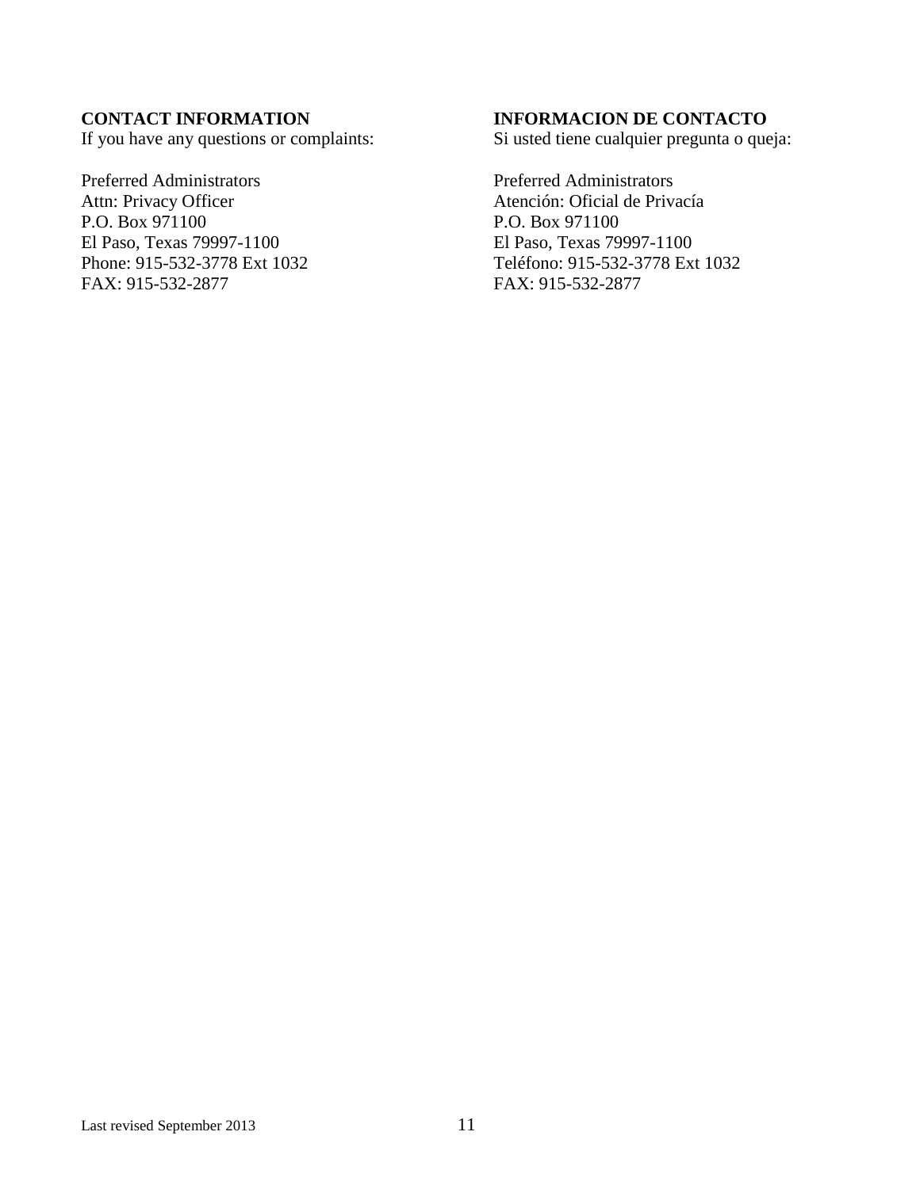**CONTACT INFORMATION**
If you have any questions or complaints:

Preferred Administrators
Attn: Privacy Officer
P.O. Box 971100
El Paso, Texas 79997-1100
Phone: 915-532-3778 Ext 1032
FAX: 915-532-2877

**INFORMACION DE CONTACTO**
Si usted tiene cualquier pregunta o queja:

Preferred Administrators
Atención: Oficial de Privacía
P.O. Box 971100
El Paso, Texas 79997-1100
Teléfono: 915-532-3778 Ext 1032
FAX: 915-532-2877

Last revised September 2013